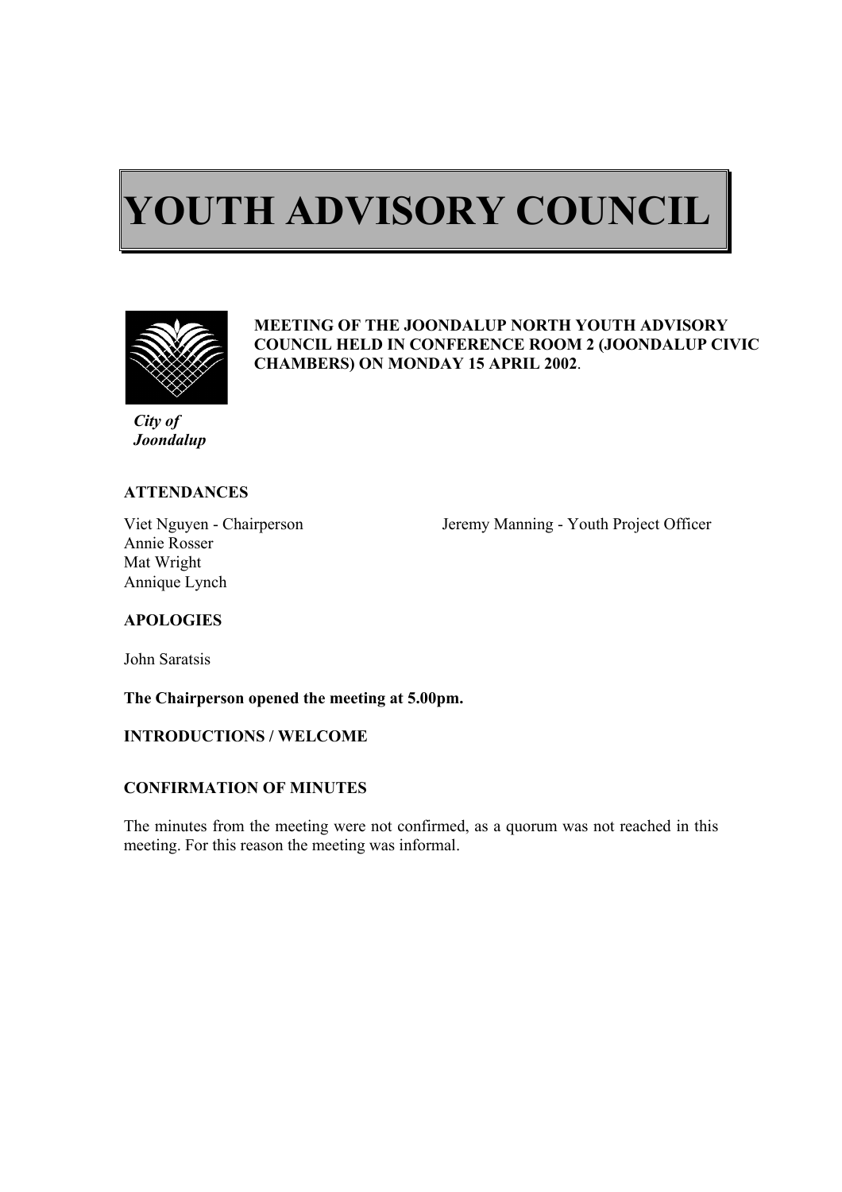# YOUTH ADVISORY COUNCIL

**MEETING OF THE JOONDALUP NORTH YOUTH ADVISORY COUNCIL HELD IN CONFERENCE ROOM 2 (JOONDALUP CIVIC CHAMBERS) ON MONDAY 15 APRIL 2002**.

***City of Joondalup***

**ATTENDANCES**

Viet Nguyen - Chairperson
Annie Rosser
Mat Wright
Annique Lynch

Jeremy Manning - Youth Project Officer

**APOLOGIES**

John Saratsis

**The Chairperson opened the meeting at 5.00pm.**

**INTRODUCTIONS / WELCOME**

**CONFIRMATION OF MINUTES**

The minutes from the meeting were not confirmed, as a quorum was not reached in this meeting. For this reason the meeting was informal.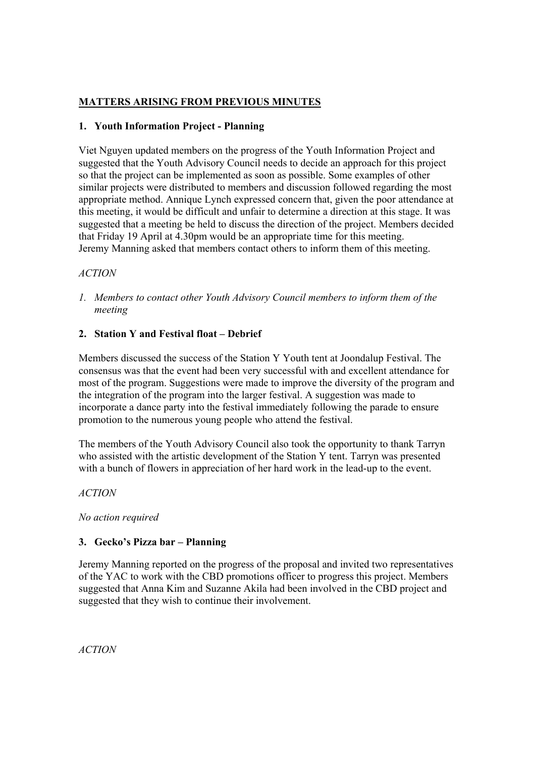## MATTERS ARISING FROM PREVIOUS MINUTES

### 1. Youth Information Project - Planning

Viet Nguyen updated members on the progress of the Youth Information Project and suggested that the Youth Advisory Council needs to decide an approach for this project so that the project can be implemented as soon as possible. Some examples of other similar projects were distributed to members and discussion followed regarding the most appropriate method. Annique Lynch expressed concern that, given the poor attendance at this meeting, it would be difficult and unfair to determine a direction at this stage. It was suggested that a meeting be held to discuss the direction of the project. Members decided that Friday 19 April at 4.30pm would be an appropriate time for this meeting. Jeremy Manning asked that members contact others to inform them of this meeting.

*ACTION*

1. *Members to contact other Youth Advisory Council members to inform them of the meeting*

### 2. Station Y and Festival float – Debrief

Members discussed the success of the Station Y Youth tent at Joondalup Festival. The consensus was that the event had been very successful with and excellent attendance for most of the program. Suggestions were made to improve the diversity of the program and the integration of the program into the larger festival. A suggestion was made to incorporate a dance party into the festival immediately following the parade to ensure promotion to the numerous young people who attend the festival.

The members of the Youth Advisory Council also took the opportunity to thank Tarryn who assisted with the artistic development of the Station Y tent. Tarryn was presented with a bunch of flowers in appreciation of her hard work in the lead-up to the event.

*ACTION*

*No action required*

### 3. Gecko's Pizza bar – Planning

Jeremy Manning reported on the progress of the proposal and invited two representatives of the YAC to work with the CBD promotions officer to progress this project. Members suggested that Anna Kim and Suzanne Akila had been involved in the CBD project and suggested that they wish to continue their involvement.

*ACTION*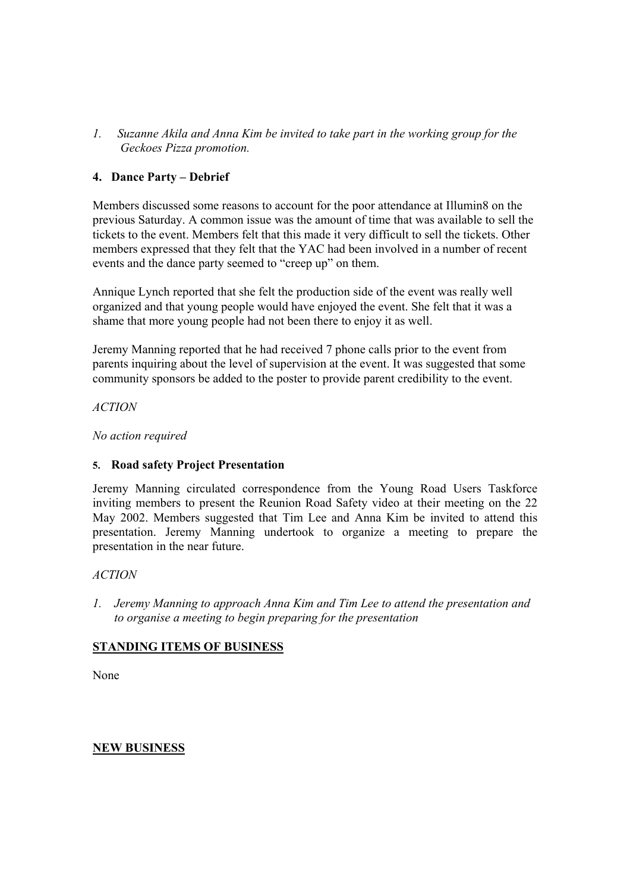1. *Suzanne Akila and Anna Kim be invited to take part in the working group for the Geckoes Pizza promotion.*

### 4. Dance Party – Debrief

Members discussed some reasons to account for the poor attendance at Illumin8 on the previous Saturday. A common issue was the amount of time that was available to sell the tickets to the event. Members felt that this made it very difficult to sell the tickets. Other members expressed that they felt that the YAC had been involved in a number of recent events and the dance party seemed to "creep up" on them.

Annique Lynch reported that she felt the production side of the event was really well organized and that young people would have enjoyed the event. She felt that it was a shame that more young people had not been there to enjoy it as well.

Jeremy Manning reported that he had received 7 phone calls prior to the event from parents inquiring about the level of supervision at the event. It was suggested that some community sponsors be added to the poster to provide parent credibility to the event.

*ACTION*

*No action required*

### 5. Road safety Project Presentation

Jeremy Manning circulated correspondence from the Young Road Users Taskforce inviting members to present the Reunion Road Safety video at their meeting on the 22 May 2002. Members suggested that Tim Lee and Anna Kim be invited to attend this presentation. Jeremy Manning undertook to organize a meeting to prepare the presentation in the near future.

*ACTION*

1. *Jeremy Manning to approach Anna Kim and Tim Lee to attend the presentation and to organise a meeting to begin preparing for the presentation*

## STANDING ITEMS OF BUSINESS

None

## NEW BUSINESS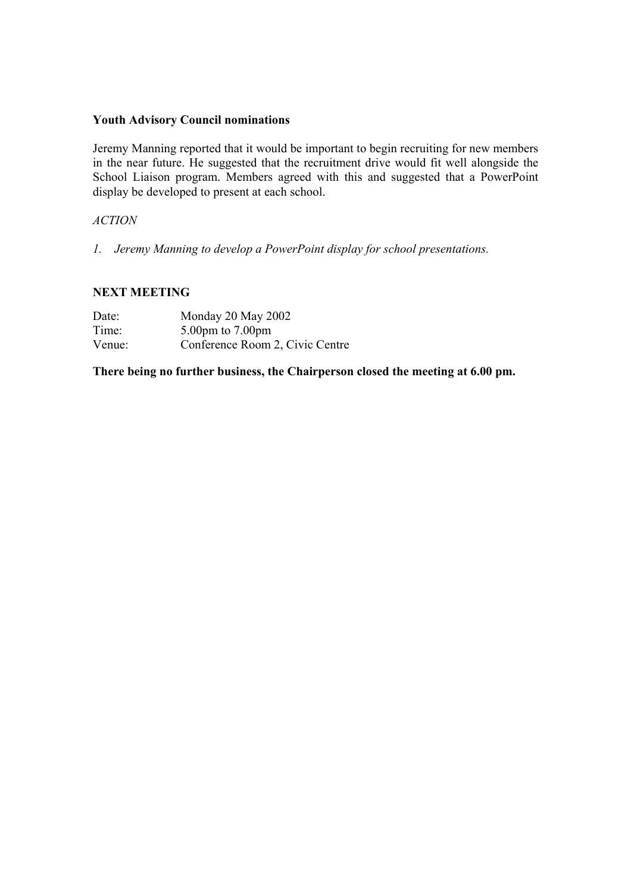**Youth Advisory Council nominations**

Jeremy Manning reported that it would be important to begin recruiting for new members in the near future. He suggested that the recruitment drive would fit well alongside the School Liaison program. Members agreed with this and suggested that a PowerPoint display be developed to present at each school.

*ACTION*

1. *Jeremy Manning to develop a PowerPoint display for school presentations.*

**NEXT MEETING**

Date: Monday 20 May 2002
Time: 5.00pm to 7.00pm
Venue: Conference Room 2, Civic Centre

**There being no further business, the Chairperson closed the meeting at 6.00 pm.**